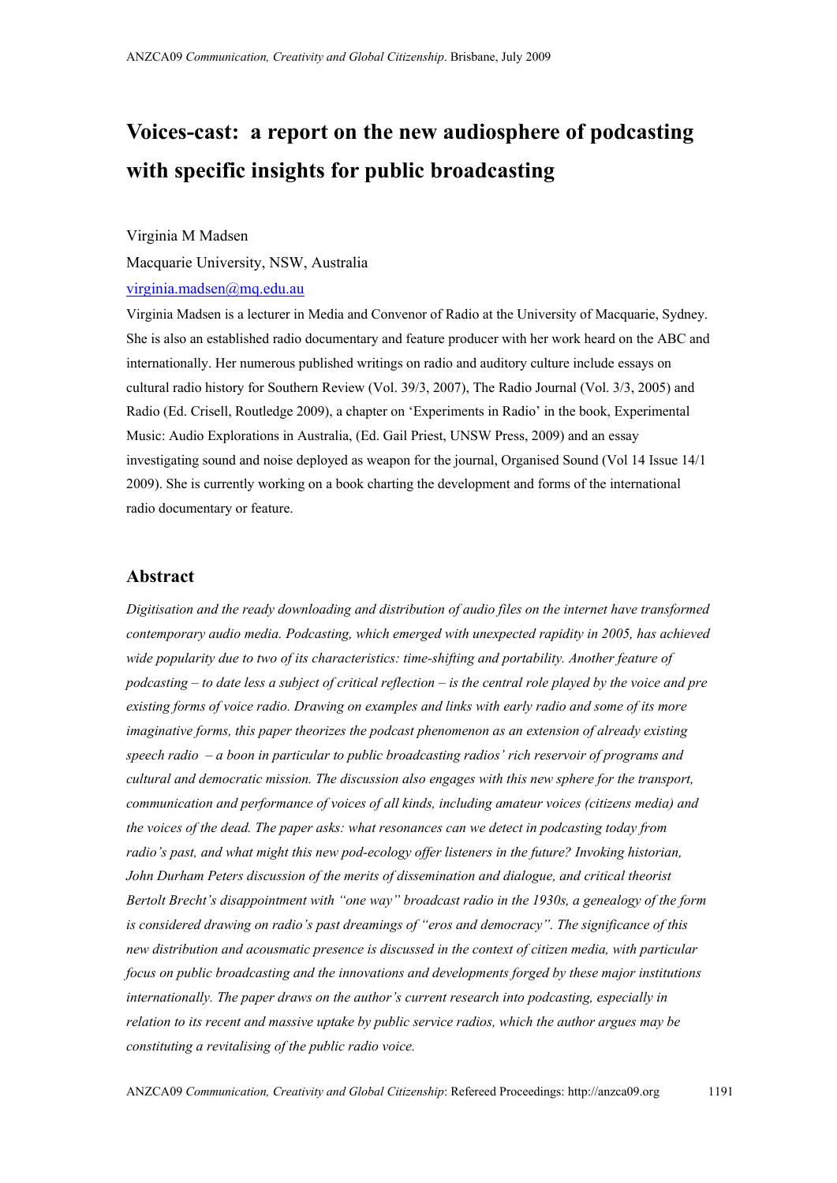# Voices-cast: a report on the new audiosphere of podcasting with specific insights for public broadcasting

Virginia M Madsen

Macquarie University, NSW, Australia

virginia.madsen@mq.edu.au

Virginia Madsen is a lecturer in Media and Convenor of Radio at the University of Macquarie, Sydney. She is also an established radio documentary and feature producer with her work heard on the ABC and internationally. Her numerous published writings on radio and auditory culture include essays on cultural radio history for Southern Review (Vol. 39/3, 2007), The Radio Journal (Vol. 3/3, 2005) and Radio (Ed. Crisell, Routledge 2009), a chapter on 'Experiments in Radio' in the book, Experimental Music: Audio Explorations in Australia, (Ed. Gail Priest, UNSW Press, 2009) and an essay investigating sound and noise deployed as weapon for the journal, Organised Sound (Vol 14 Issue 14/1 2009). She is currently working on a book charting the development and forms of the international radio documentary or feature.

## Abstract

*Digitisation and the ready downloading and distribution of audio files on the internet have transformed contemporary audio media. Podcasting, which emerged with unexpected rapidity in 2005, has achieved wide popularity due to two of its characteristics: time-shifting and portability. Another feature of podcasting – to date less a subject of critical reflection – is the central role played by the voice and pre existing forms of voice radio. Drawing on examples and links with early radio and some of its more imaginative forms, this paper theorizes the podcast phenomenon as an extension of already existing speech radio – a boon in particular to public broadcasting radios' rich reservoir of programs and cultural and democratic mission. The discussion also engages with this new sphere for the transport, communication and performance of voices of all kinds, including amateur voices (citizens media) and the voices of the dead. The paper asks: what resonances can we detect in podcasting today from radio's past, and what might this new pod-ecology offer listeners in the future? Invoking historian, John Durham Peters discussion of the merits of dissemination and dialogue, and critical theorist Bertolt Brecht's disappointment with "one way" broadcast radio in the 1930s, a genealogy of the form is considered drawing on radio's past dreamings of "eros and democracy". The significance of this new distribution and acousmatic presence is discussed in the context of citizen media, with particular focus on public broadcasting and the innovations and developments forged by these major institutions internationally. The paper draws on the author's current research into podcasting, especially in relation to its recent and massive uptake by public service radios, which the author argues may be constituting a revitalising of the public radio voice.*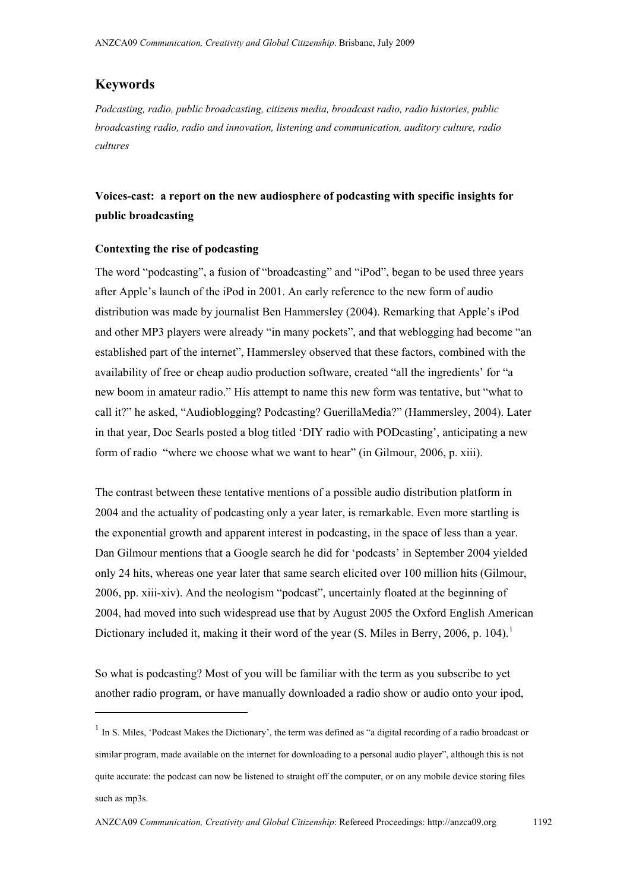## Keywords

*Podcasting, radio, public broadcasting, citizens media, broadcast radio, radio histories, public broadcasting radio, radio and innovation, listening and communication, auditory culture, radio cultures*

### Voices-cast: a report on the new audiosphere of podcasting with specific insights for public broadcasting

#### Contexting the rise of podcasting

The word "podcasting", a fusion of "broadcasting" and "iPod", began to be used three years after Apple's launch of the iPod in 2001. An early reference to the new form of audio distribution was made by journalist Ben Hammersley (2004). Remarking that Apple's iPod and other MP3 players were already "in many pockets", and that weblogging had become "an established part of the internet", Hammersley observed that these factors, combined with the availability of free or cheap audio production software, created "all the ingredients' for "a new boom in amateur radio." His attempt to name this new form was tentative, but "what to call it?" he asked, "Audioblogging? Podcasting? GuerillaMedia?" (Hammersley, 2004). Later in that year, Doc Searls posted a blog titled 'DIY radio with PODcasting', anticipating a new form of radio "where we choose what we want to hear" (in Gilmour, 2006, p. xiii).

The contrast between these tentative mentions of a possible audio distribution platform in 2004 and the actuality of podcasting only a year later, is remarkable. Even more startling is the exponential growth and apparent interest in podcasting, in the space of less than a year. Dan Gilmour mentions that a Google search he did for 'podcasts' in September 2004 yielded only 24 hits, whereas one year later that same search elicited over 100 million hits (Gilmour, 2006, pp. xiii-xiv). And the neologism "podcast", uncertainly floated at the beginning of 2004, had moved into such widespread use that by August 2005 the Oxford English American Dictionary included it, making it their word of the year (S. Miles in Berry, 2006, p. 104).[1]

So what is podcasting? Most of you will be familiar with the term as you subscribe to yet another radio program, or have manually downloaded a radio show or audio onto your ipod,

[1] In S. Miles, 'Podcast Makes the Dictionary', the term was defined as "a digital recording of a radio broadcast or similar program, made available on the internet for downloading to a personal audio player", although this is not quite accurate: the podcast can now be listened to straight off the computer, or on any mobile device storing files such as mp3s.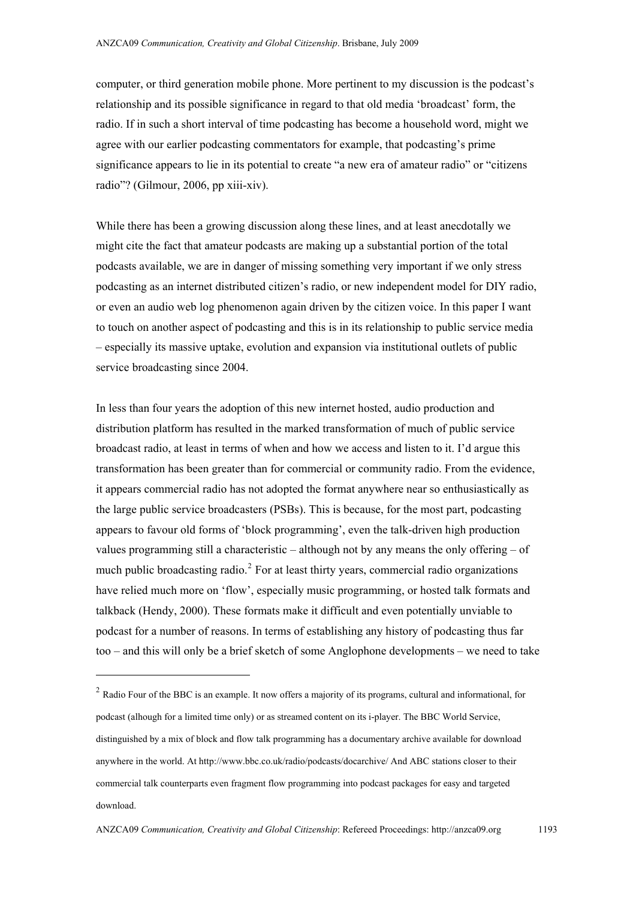computer, or third generation mobile phone. More pertinent to my discussion is the podcast's relationship and its possible significance in regard to that old media 'broadcast' form, the radio. If in such a short interval of time podcasting has become a household word, might we agree with our earlier podcasting commentators for example, that podcasting's prime significance appears to lie in its potential to create "a new era of amateur radio" or "citizens radio"? (Gilmour, 2006, pp xiii-xiv).

While there has been a growing discussion along these lines, and at least anecdotally we might cite the fact that amateur podcasts are making up a substantial portion of the total podcasts available, we are in danger of missing something very important if we only stress podcasting as an internet distributed citizen's radio, or new independent model for DIY radio, or even an audio web log phenomenon again driven by the citizen voice. In this paper I want to touch on another aspect of podcasting and this is in its relationship to public service media – especially its massive uptake, evolution and expansion via institutional outlets of public service broadcasting since 2004.

In less than four years the adoption of this new internet hosted, audio production and distribution platform has resulted in the marked transformation of much of public service broadcast radio, at least in terms of when and how we access and listen to it. I'd argue this transformation has been greater than for commercial or community radio. From the evidence, it appears commercial radio has not adopted the format anywhere near so enthusiastically as the large public service broadcasters (PSBs). This is because, for the most part, podcasting appears to favour old forms of 'block programming', even the talk-driven high production values programming still a characteristic – although not by any means the only offering – of much public broadcasting radio.[2] For at least thirty years, commercial radio organizations have relied much more on 'flow', especially music programming, or hosted talk formats and talkback (Hendy, 2000). These formats make it difficult and even potentially unviable to podcast for a number of reasons. In terms of establishing any history of podcasting thus far too – and this will only be a brief sketch of some Anglophone developments – we need to take

---

[2] Radio Four of the BBC is an example. It now offers a majority of its programs, cultural and informational, for podcast (alhough for a limited time only) or as streamed content on its i-player. The BBC World Service, distinguished by a mix of block and flow talk programming has a documentary archive available for download anywhere in the world. At http://www.bbc.co.uk/radio/podcasts/docarchive/ And ABC stations closer to their commercial talk counterparts even fragment flow programming into podcast packages for easy and targeted download.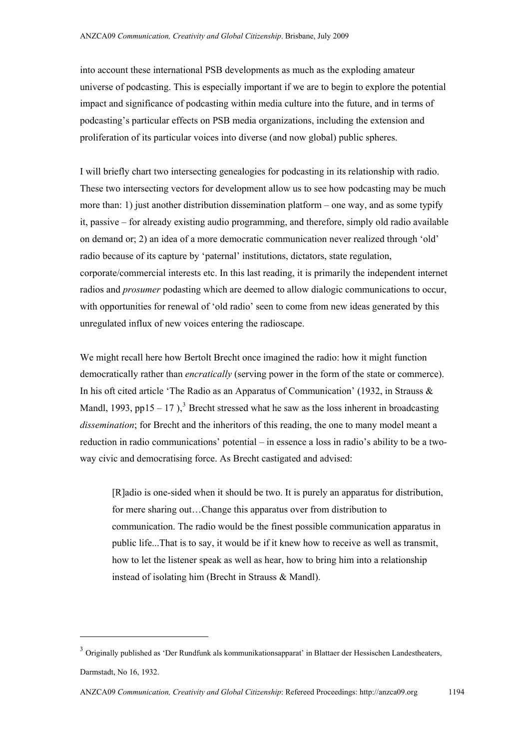into account these international PSB developments as much as the exploding amateur universe of podcasting. This is especially important if we are to begin to explore the potential impact and significance of podcasting within media culture into the future, and in terms of podcasting's particular effects on PSB media organizations, including the extension and proliferation of its particular voices into diverse (and now global) public spheres.

I will briefly chart two intersecting genealogies for podcasting in its relationship with radio. These two intersecting vectors for development allow us to see how podcasting may be much more than: 1) just another distribution dissemination platform – one way, and as some typify it, passive – for already existing audio programming, and therefore, simply old radio available on demand or; 2) an idea of a more democratic communication never realized through 'old' radio because of its capture by 'paternal' institutions, dictators, state regulation, corporate/commercial interests etc. In this last reading, it is primarily the independent internet radios and *prosumer* podasting which are deemed to allow dialogic communications to occur, with opportunities for renewal of 'old radio' seen to come from new ideas generated by this unregulated influx of new voices entering the radioscape.

We might recall here how Bertolt Brecht once imagined the radio: how it might function democratically rather than *encratically* (serving power in the form of the state or commerce). In his oft cited article 'The Radio as an Apparatus of Communication' (1932, in Strauss & Mandl, 1993, pp15 – 17 ),[3] Brecht stressed what he saw as the loss inherent in broadcasting *dissemination*; for Brecht and the inheritors of this reading, the one to many model meant a reduction in radio communications' potential – in essence a loss in radio's ability to be a two-way civic and democratising force. As Brecht castigated and advised:

> [R]adio is one-sided when it should be two. It is purely an apparatus for distribution, for mere sharing out…Change this apparatus over from distribution to communication. The radio would be the finest possible communication apparatus in public life...That is to say, it would be if it knew how to receive as well as transmit, how to let the listener speak as well as hear, how to bring him into a relationship instead of isolating him (Brecht in Strauss & Mandl).

---

[3] Originally published as 'Der Rundfunk als kommunikationsapparat' in Blattaer der Hessischen Landestheaters, Darmstadt, No 16, 1932.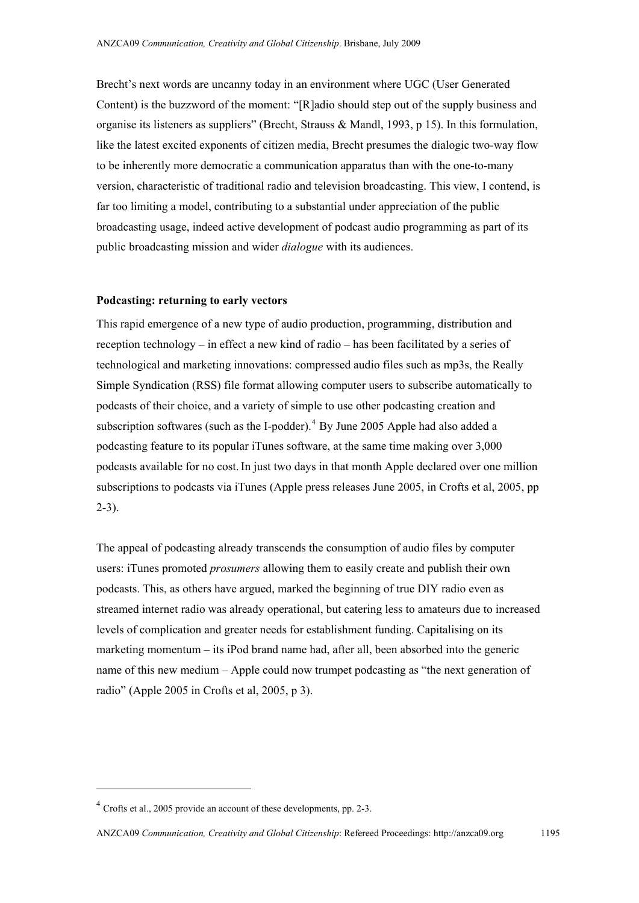Brecht's next words are uncanny today in an environment where UGC (User Generated Content) is the buzzword of the moment: "[R]adio should step out of the supply business and organise its listeners as suppliers" (Brecht, Strauss & Mandl, 1993, p 15). In this formulation, like the latest excited exponents of citizen media, Brecht presumes the dialogic two-way flow to be inherently more democratic a communication apparatus than with the one-to-many version, characteristic of traditional radio and television broadcasting. This view, I contend, is far too limiting a model, contributing to a substantial under appreciation of the public broadcasting usage, indeed active development of podcast audio programming as part of its public broadcasting mission and wider *dialogue* with its audiences.

**Podcasting: returning to early vectors**

This rapid emergence of a new type of audio production, programming, distribution and reception technology – in effect a new kind of radio – has been facilitated by a series of technological and marketing innovations: compressed audio files such as mp3s, the Really Simple Syndication (RSS) file format allowing computer users to subscribe automatically to podcasts of their choice, and a variety of simple to use other podcasting creation and subscription softwares (such as the I-podder).[4] By June 2005 Apple had also added a podcasting feature to its popular iTunes software, at the same time making over 3,000 podcasts available for no cost. In just two days in that month Apple declared over one million subscriptions to podcasts via iTunes (Apple press releases June 2005, in Crofts et al, 2005, pp 2-3).

The appeal of podcasting already transcends the consumption of audio files by computer users: iTunes promoted *prosumers* allowing them to easily create and publish their own podcasts. This, as others have argued, marked the beginning of true DIY radio even as streamed internet radio was already operational, but catering less to amateurs due to increased levels of complication and greater needs for establishment funding. Capitalising on its marketing momentum – its iPod brand name had, after all, been absorbed into the generic name of this new medium – Apple could now trumpet podcasting as "the next generation of radio" (Apple 2005 in Crofts et al, 2005, p 3).

[4] Crofts et al., 2005 provide an account of these developments, pp. 2-3.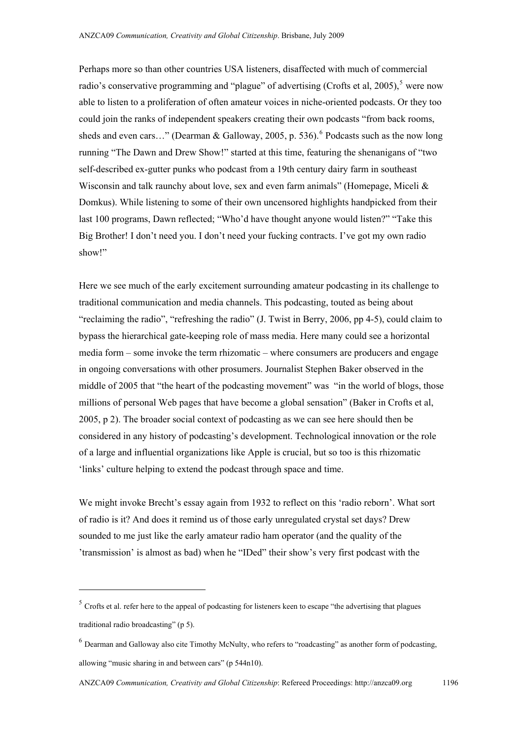Perhaps more so than other countries USA listeners, disaffected with much of commercial radio's conservative programming and "plague" of advertising (Crofts et al, 2005),[5] were now able to listen to a proliferation of often amateur voices in niche-oriented podcasts. Or they too could join the ranks of independent speakers creating their own podcasts "from back rooms, sheds and even cars…" (Dearman & Galloway, 2005, p. 536).[6] Podcasts such as the now long running "The Dawn and Drew Show!" started at this time, featuring the shenanigans of "two self-described ex-gutter punks who podcast from a 19th century dairy farm in southeast Wisconsin and talk raunchy about love, sex and even farm animals" (Homepage, Miceli & Domkus). While listening to some of their own uncensored highlights handpicked from their last 100 programs, Dawn reflected; "Who'd have thought anyone would listen?" "Take this Big Brother! I don't need you. I don't need your fucking contracts. I've got my own radio show!"

Here we see much of the early excitement surrounding amateur podcasting in its challenge to traditional communication and media channels. This podcasting, touted as being about "reclaiming the radio", "refreshing the radio" (J. Twist in Berry, 2006, pp 4-5), could claim to bypass the hierarchical gate-keeping role of mass media. Here many could see a horizontal media form – some invoke the term rhizomatic – where consumers are producers and engage in ongoing conversations with other prosumers. Journalist Stephen Baker observed in the middle of 2005 that "the heart of the podcasting movement" was "in the world of blogs, those millions of personal Web pages that have become a global sensation" (Baker in Crofts et al, 2005, p 2). The broader social context of podcasting as we can see here should then be considered in any history of podcasting's development. Technological innovation or the role of a large and influential organizations like Apple is crucial, but so too is this rhizomatic 'links' culture helping to extend the podcast through space and time.

We might invoke Brecht's essay again from 1932 to reflect on this 'radio reborn'. What sort of radio is it? And does it remind us of those early unregulated crystal set days? Drew sounded to me just like the early amateur radio ham operator (and the quality of the 'transmission' is almost as bad) when he "IDed" their show's very first podcast with the

---

[5] Crofts et al. refer here to the appeal of podcasting for listeners keen to escape "the advertising that plagues traditional radio broadcasting" (p 5).

[6] Dearman and Galloway also cite Timothy McNulty, who refers to "roadcasting" as another form of podcasting, allowing "music sharing in and between cars" (p 544n10).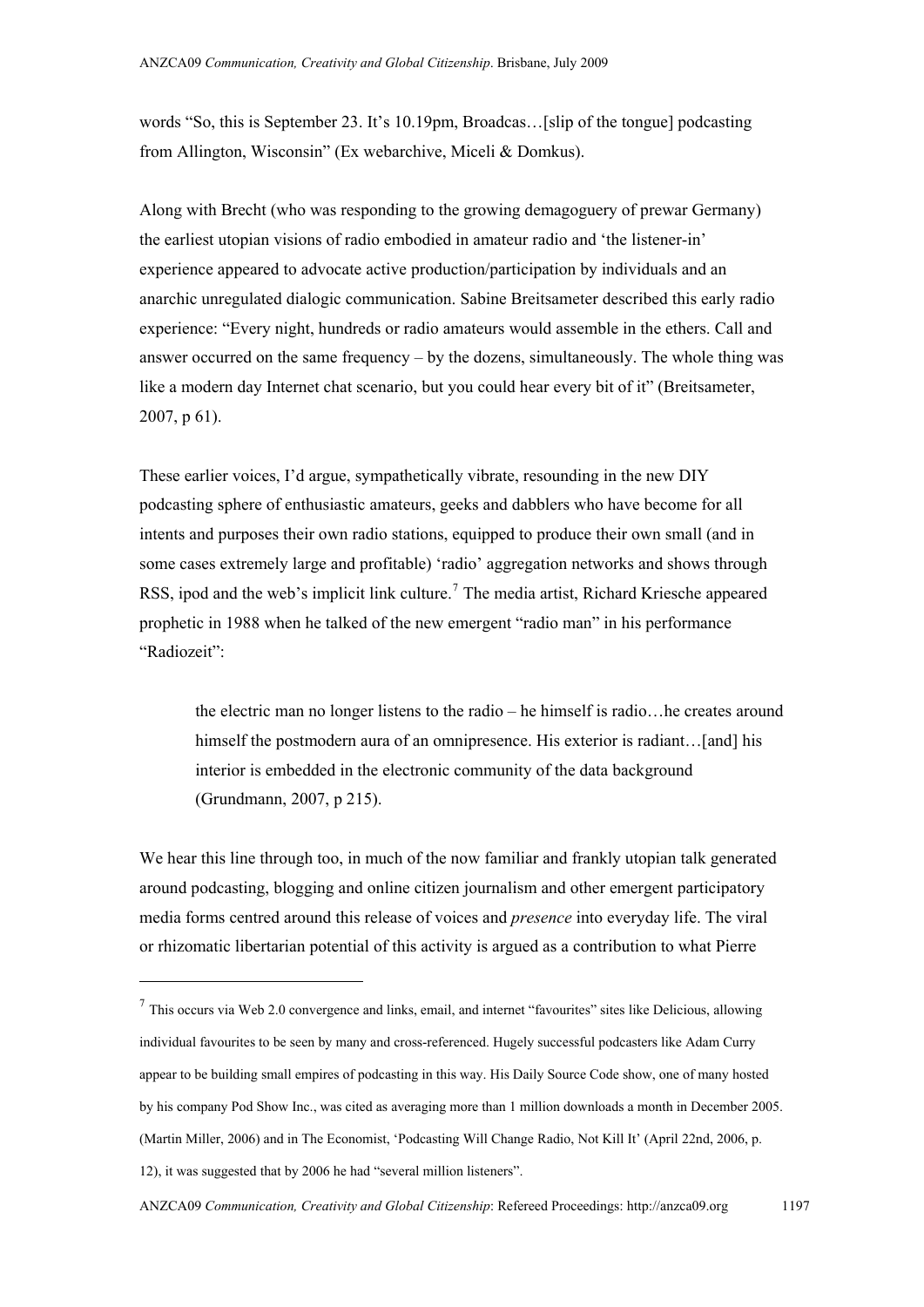words "So, this is September 23. It's 10.19pm, Broadcas…[slip of the tongue] podcasting from Allington, Wisconsin" (Ex webarchive, Miceli & Domkus).

Along with Brecht (who was responding to the growing demagoguery of prewar Germany) the earliest utopian visions of radio embodied in amateur radio and 'the listener-in' experience appeared to advocate active production/participation by individuals and an anarchic unregulated dialogic communication. Sabine Breitsameter described this early radio experience: "Every night, hundreds or radio amateurs would assemble in the ethers. Call and answer occurred on the same frequency – by the dozens, simultaneously. The whole thing was like a modern day Internet chat scenario, but you could hear every bit of it" (Breitsameter, 2007, p 61).

These earlier voices, I'd argue, sympathetically vibrate, resounding in the new DIY podcasting sphere of enthusiastic amateurs, geeks and dabblers who have become for all intents and purposes their own radio stations, equipped to produce their own small (and in some cases extremely large and profitable) 'radio' aggregation networks and shows through RSS, ipod and the web's implicit link culture.[7] The media artist, Richard Kriesche appeared prophetic in 1988 when he talked of the new emergent "radio man" in his performance "Radiozeit":

> the electric man no longer listens to the radio – he himself is radio…he creates around himself the postmodern aura of an omnipresence. His exterior is radiant…[and] his interior is embedded in the electronic community of the data background (Grundmann, 2007, p 215).

We hear this line through too, in much of the now familiar and frankly utopian talk generated around podcasting, blogging and online citizen journalism and other emergent participatory media forms centred around this release of voices and *presence* into everyday life. The viral or rhizomatic libertarian potential of this activity is argued as a contribution to what Pierre

---

[7] This occurs via Web 2.0 convergence and links, email, and internet "favourites" sites like Delicious, allowing individual favourites to be seen by many and cross-referenced. Hugely successful podcasters like Adam Curry appear to be building small empires of podcasting in this way. His Daily Source Code show, one of many hosted by his company Pod Show Inc., was cited as averaging more than 1 million downloads a month in December 2005. (Martin Miller, 2006) and in The Economist, 'Podcasting Will Change Radio, Not Kill It' (April 22nd, 2006, p. 12), it was suggested that by 2006 he had "several million listeners".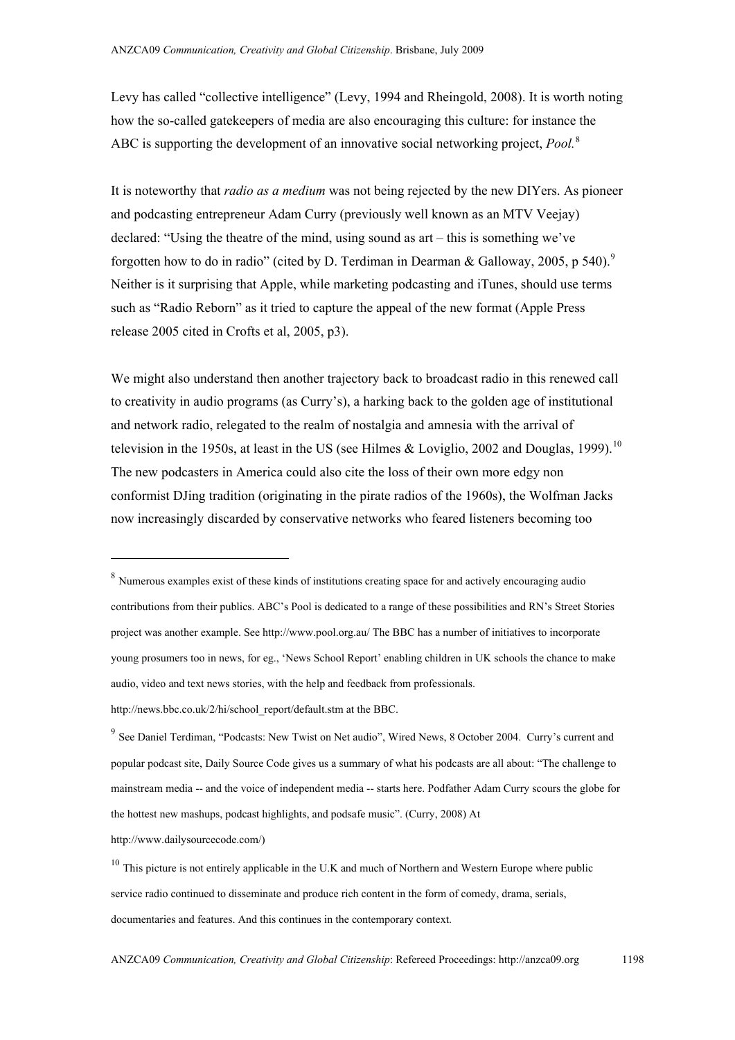Levy has called "collective intelligence" (Levy, 1994 and Rheingold, 2008). It is worth noting how the so-called gatekeepers of media are also encouraging this culture: for instance the ABC is supporting the development of an innovative social networking project, *Pool.*[8]

It is noteworthy that *radio as a medium* was not being rejected by the new DIYers. As pioneer and podcasting entrepreneur Adam Curry (previously well known as an MTV Veejay) declared: "Using the theatre of the mind, using sound as art – this is something we've forgotten how to do in radio" (cited by D. Terdiman in Dearman & Galloway, 2005, p 540).[9] Neither is it surprising that Apple, while marketing podcasting and iTunes, should use terms such as "Radio Reborn" as it tried to capture the appeal of the new format (Apple Press release 2005 cited in Crofts et al, 2005, p3).

We might also understand then another trajectory back to broadcast radio in this renewed call to creativity in audio programs (as Curry's), a harking back to the golden age of institutional and network radio, relegated to the realm of nostalgia and amnesia with the arrival of television in the 1950s, at least in the US (see Hilmes & Loviglio, 2002 and Douglas, 1999).[10] The new podcasters in America could also cite the loss of their own more edgy non conformist DJing tradition (originating in the pirate radios of the 1960s), the Wolfman Jacks now increasingly discarded by conservative networks who feared listeners becoming too

---

[8] Numerous examples exist of these kinds of institutions creating space for and actively encouraging audio contributions from their publics. ABC's Pool is dedicated to a range of these possibilities and RN's Street Stories project was another example. See http://www.pool.org.au/ The BBC has a number of initiatives to incorporate young prosumers too in news, for eg., 'News School Report' enabling children in UK schools the chance to make audio, video and text news stories, with the help and feedback from professionals. http://news.bbc.co.uk/2/hi/school_report/default.stm at the BBC.

[9] See Daniel Terdiman, "Podcasts: New Twist on Net audio", Wired News, 8 October 2004. Curry's current and popular podcast site, Daily Source Code gives us a summary of what his podcasts are all about: "The challenge to mainstream media -- and the voice of independent media -- starts here. Podfather Adam Curry scours the globe for the hottest new mashups, podcast highlights, and podsafe music". (Curry, 2008) At http://www.dailysourcecode.com/)

[10] This picture is not entirely applicable in the U.K and much of Northern and Western Europe where public service radio continued to disseminate and produce rich content in the form of comedy, drama, serials, documentaries and features. And this continues in the contemporary context.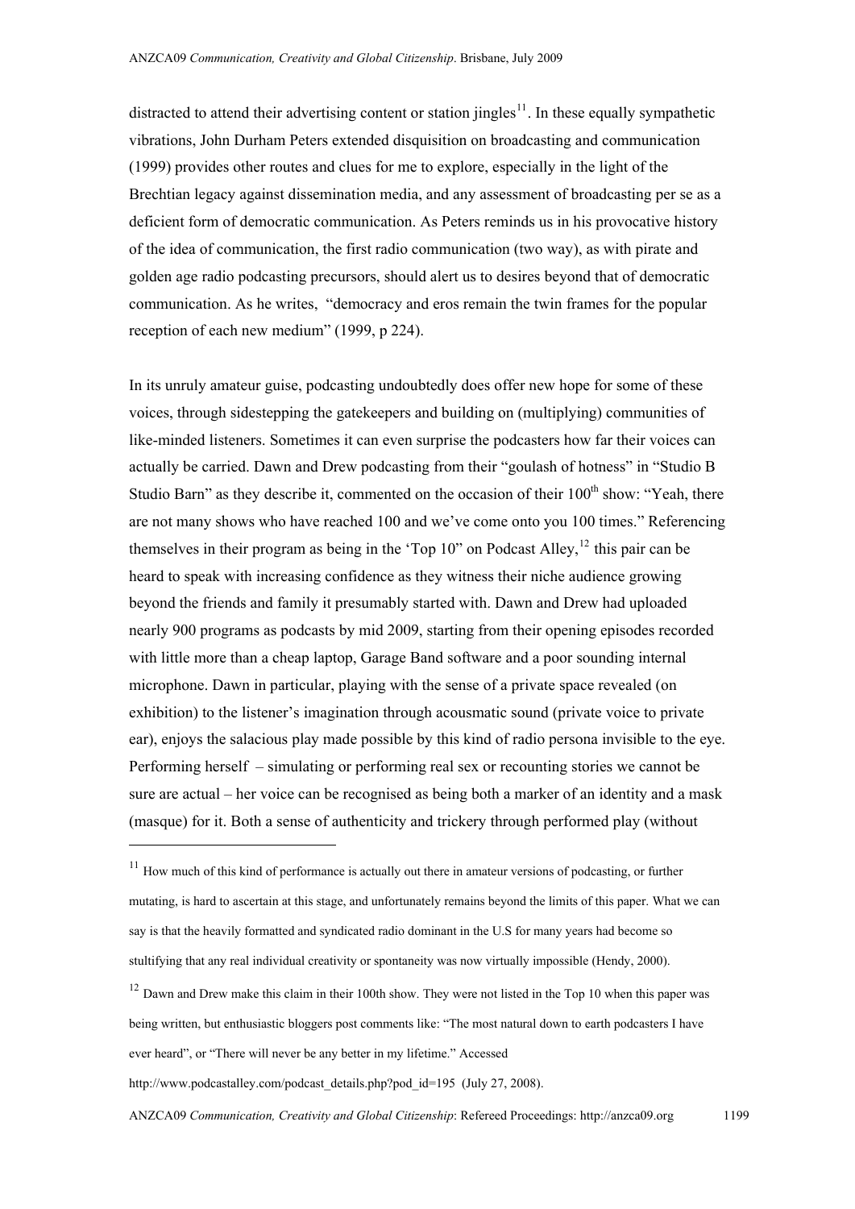distracted to attend their advertising content or station jingles[11]. In these equally sympathetic vibrations, John Durham Peters extended disquisition on broadcasting and communication (1999) provides other routes and clues for me to explore, especially in the light of the Brechtian legacy against dissemination media, and any assessment of broadcasting per se as a deficient form of democratic communication. As Peters reminds us in his provocative history of the idea of communication, the first radio communication (two way), as with pirate and golden age radio podcasting precursors, should alert us to desires beyond that of democratic communication. As he writes, "democracy and eros remain the twin frames for the popular reception of each new medium" (1999, p 224).

In its unruly amateur guise, podcasting undoubtedly does offer new hope for some of these voices, through sidestepping the gatekeepers and building on (multiplying) communities of like-minded listeners. Sometimes it can even surprise the podcasters how far their voices can actually be carried. Dawn and Drew podcasting from their "goulash of hotness" in "Studio B Studio Barn" as they describe it, commented on the occasion of their 100th show: "Yeah, there are not many shows who have reached 100 and we've come onto you 100 times." Referencing themselves in their program as being in the 'Top 10" on Podcast Alley,[12] this pair can be heard to speak with increasing confidence as they witness their niche audience growing beyond the friends and family it presumably started with. Dawn and Drew had uploaded nearly 900 programs as podcasts by mid 2009, starting from their opening episodes recorded with little more than a cheap laptop, Garage Band software and a poor sounding internal microphone. Dawn in particular, playing with the sense of a private space revealed (on exhibition) to the listener's imagination through acousmatic sound (private voice to private ear), enjoys the salacious play made possible by this kind of radio persona invisible to the eye. Performing herself – simulating or performing real sex or recounting stories we cannot be sure are actual – her voice can be recognised as being both a marker of an identity and a mask (masque) for it. Both a sense of authenticity and trickery through performed play (without

---

[11] How much of this kind of performance is actually out there in amateur versions of podcasting, or further mutating, is hard to ascertain at this stage, and unfortunately remains beyond the limits of this paper. What we can say is that the heavily formatted and syndicated radio dominant in the U.S for many years had become so stultifying that any real individual creativity or spontaneity was now virtually impossible (Hendy, 2000).

[12] Dawn and Drew make this claim in their 100th show. They were not listed in the Top 10 when this paper was being written, but enthusiastic bloggers post comments like: "The most natural down to earth podcasters I have ever heard", or "There will never be any better in my lifetime." Accessed http://www.podcastalley.com/podcast_details.php?pod_id=195 (July 27, 2008).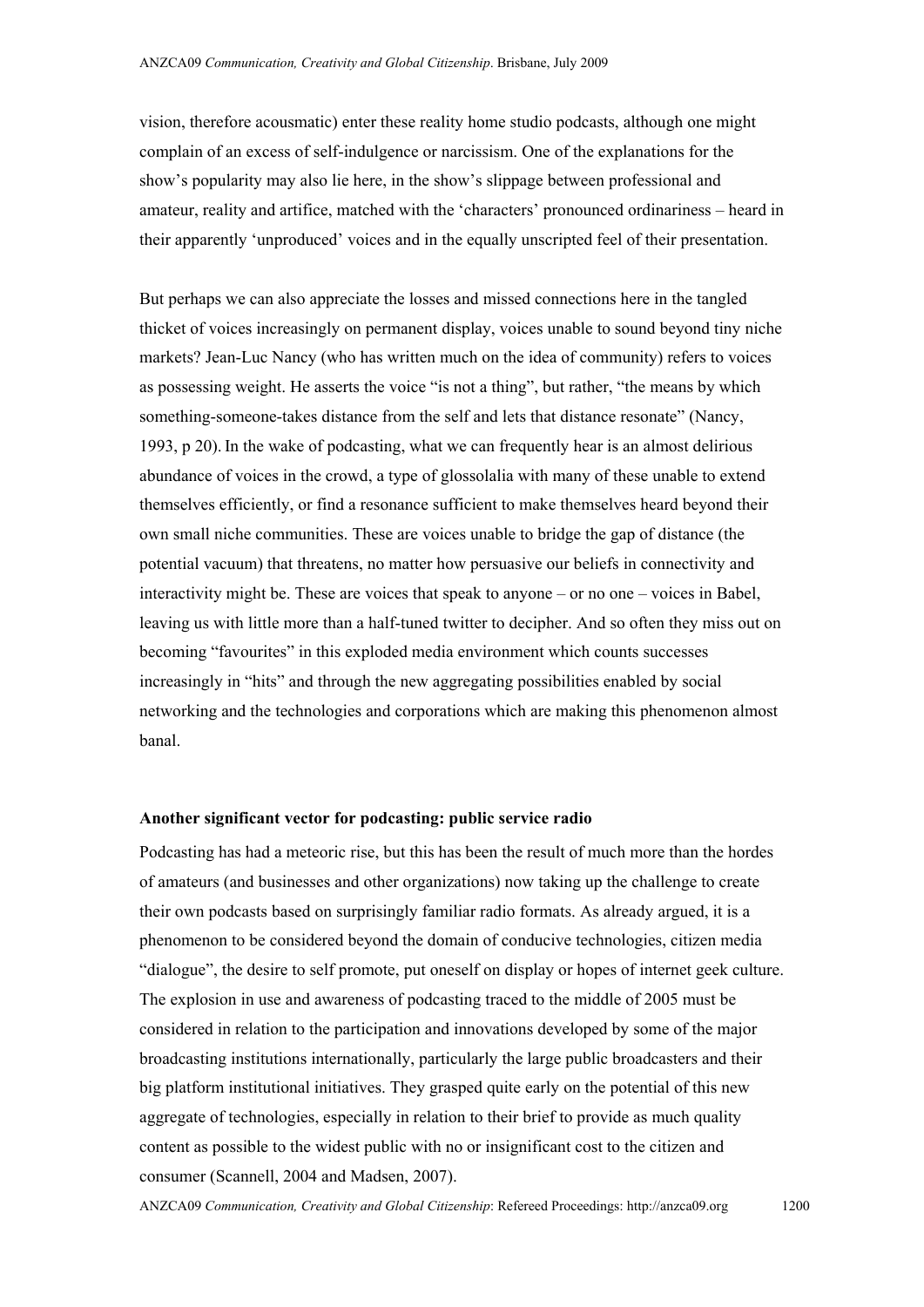vision, therefore acousmatic) enter these reality home studio podcasts, although one might complain of an excess of self-indulgence or narcissism. One of the explanations for the show's popularity may also lie here, in the show's slippage between professional and amateur, reality and artifice, matched with the 'characters' pronounced ordinariness – heard in their apparently 'unproduced' voices and in the equally unscripted feel of their presentation.

But perhaps we can also appreciate the losses and missed connections here in the tangled thicket of voices increasingly on permanent display, voices unable to sound beyond tiny niche markets? Jean-Luc Nancy (who has written much on the idea of community) refers to voices as possessing weight. He asserts the voice "is not a thing", but rather, "the means by which something-someone-takes distance from the self and lets that distance resonate" (Nancy, 1993, p 20). In the wake of podcasting, what we can frequently hear is an almost delirious abundance of voices in the crowd, a type of glossolalia with many of these unable to extend themselves efficiently, or find a resonance sufficient to make themselves heard beyond their own small niche communities. These are voices unable to bridge the gap of distance (the potential vacuum) that threatens, no matter how persuasive our beliefs in connectivity and interactivity might be. These are voices that speak to anyone – or no one – voices in Babel, leaving us with little more than a half-tuned twitter to decipher. And so often they miss out on becoming "favourites" in this exploded media environment which counts successes increasingly in "hits" and through the new aggregating possibilities enabled by social networking and the technologies and corporations which are making this phenomenon almost banal.

**Another significant vector for podcasting: public service radio**

Podcasting has had a meteoric rise, but this has been the result of much more than the hordes of amateurs (and businesses and other organizations) now taking up the challenge to create their own podcasts based on surprisingly familiar radio formats. As already argued, it is a phenomenon to be considered beyond the domain of conducive technologies, citizen media "dialogue", the desire to self promote, put oneself on display or hopes of internet geek culture. The explosion in use and awareness of podcasting traced to the middle of 2005 must be considered in relation to the participation and innovations developed by some of the major broadcasting institutions internationally, particularly the large public broadcasters and their big platform institutional initiatives. They grasped quite early on the potential of this new aggregate of technologies, especially in relation to their brief to provide as much quality content as possible to the widest public with no or insignificant cost to the citizen and consumer (Scannell, 2004 and Madsen, 2007).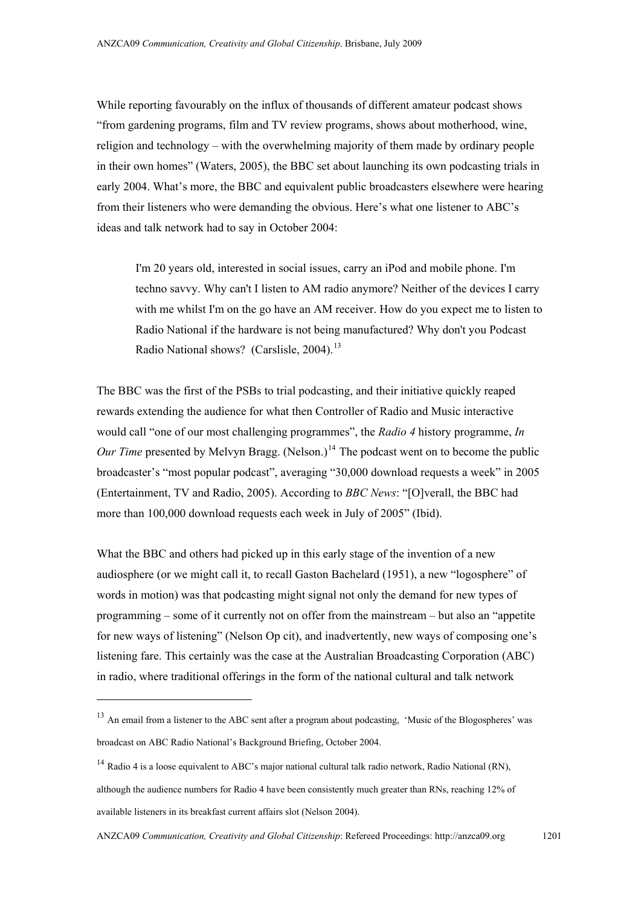While reporting favourably on the influx of thousands of different amateur podcast shows "from gardening programs, film and TV review programs, shows about motherhood, wine, religion and technology – with the overwhelming majority of them made by ordinary people in their own homes" (Waters, 2005), the BBC set about launching its own podcasting trials in early 2004. What's more, the BBC and equivalent public broadcasters elsewhere were hearing from their listeners who were demanding the obvious. Here's what one listener to ABC's ideas and talk network had to say in October 2004:

> I'm 20 years old, interested in social issues, carry an iPod and mobile phone. I'm techno savvy. Why can't I listen to AM radio anymore? Neither of the devices I carry with me whilst I'm on the go have an AM receiver. How do you expect me to listen to Radio National if the hardware is not being manufactured? Why don't you Podcast Radio National shows? (Carslisle, 2004).[13]

The BBC was the first of the PSBs to trial podcasting, and their initiative quickly reaped rewards extending the audience for what then Controller of Radio and Music interactive would call "one of our most challenging programmes", the *Radio 4* history programme, *In Our Time* presented by Melvyn Bragg. (Nelson.)[14] The podcast went on to become the public broadcaster's "most popular podcast", averaging "30,000 download requests a week" in 2005 (Entertainment, TV and Radio, 2005). According to *BBC News*: "[O]verall, the BBC had more than 100,000 download requests each week in July of 2005" (Ibid).

What the BBC and others had picked up in this early stage of the invention of a new audiosphere (or we might call it, to recall Gaston Bachelard (1951), a new "logosphere" of words in motion) was that podcasting might signal not only the demand for new types of programming – some of it currently not on offer from the mainstream – but also an "appetite for new ways of listening" (Nelson Op cit), and inadvertently, new ways of composing one's listening fare. This certainly was the case at the Australian Broadcasting Corporation (ABC) in radio, where traditional offerings in the form of the national cultural and talk network

---

[13] An email from a listener to the ABC sent after a program about podcasting, 'Music of the Blogospheres' was broadcast on ABC Radio National's Background Briefing, October 2004.

[14] Radio 4 is a loose equivalent to ABC's major national cultural talk radio network, Radio National (RN), although the audience numbers for Radio 4 have been consistently much greater than RNs, reaching 12% of available listeners in its breakfast current affairs slot (Nelson 2004).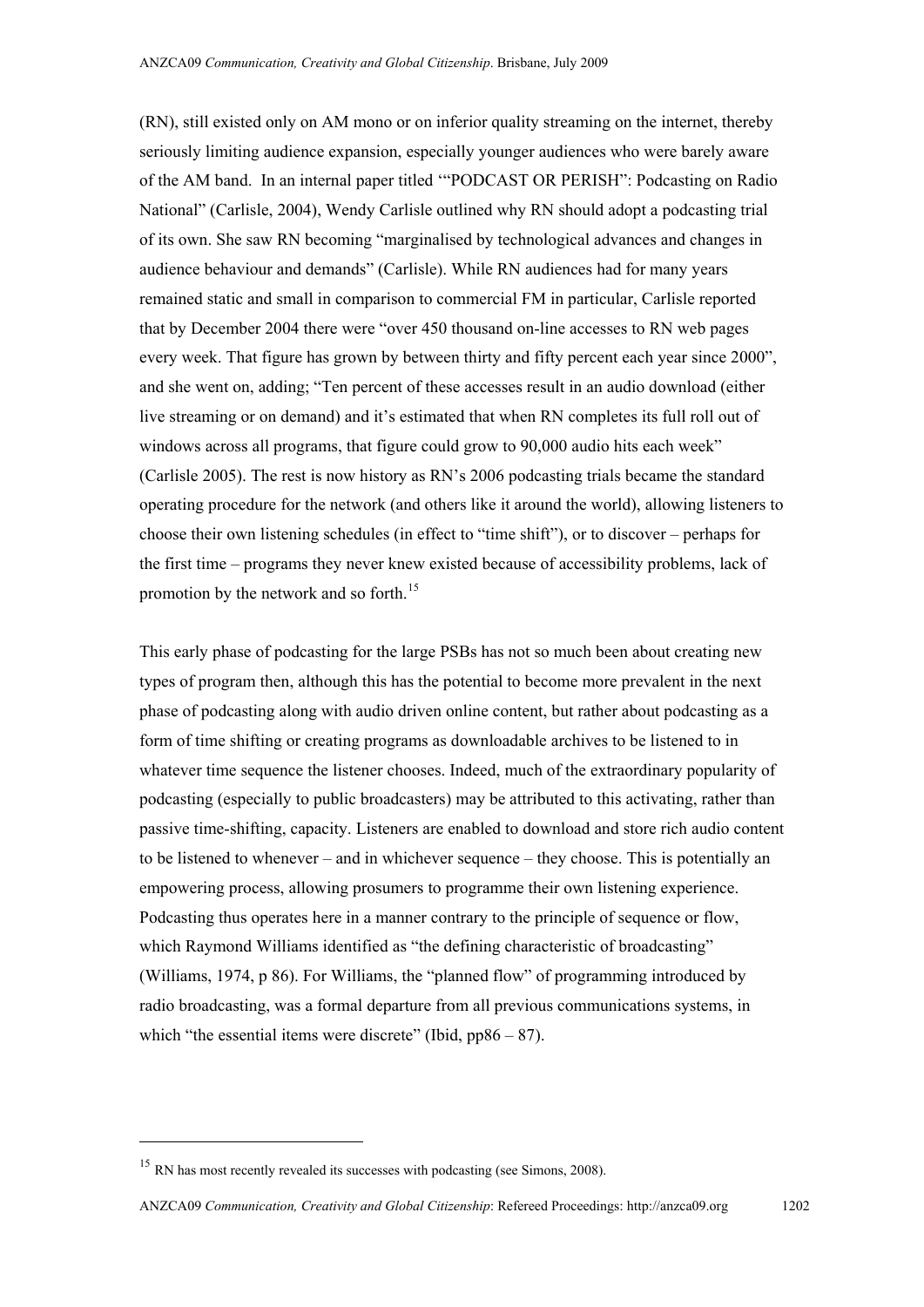(RN), still existed only on AM mono or on inferior quality streaming on the internet, thereby seriously limiting audience expansion, especially younger audiences who were barely aware of the AM band. In an internal paper titled '"PODCAST OR PERISH": Podcasting on Radio National" (Carlisle, 2004), Wendy Carlisle outlined why RN should adopt a podcasting trial of its own. She saw RN becoming "marginalised by technological advances and changes in audience behaviour and demands" (Carlisle). While RN audiences had for many years remained static and small in comparison to commercial FM in particular, Carlisle reported that by December 2004 there were "over 450 thousand on-line accesses to RN web pages every week. That figure has grown by between thirty and fifty percent each year since 2000", and she went on, adding; "Ten percent of these accesses result in an audio download (either live streaming or on demand) and it's estimated that when RN completes its full roll out of windows across all programs, that figure could grow to 90,000 audio hits each week" (Carlisle 2005). The rest is now history as RN's 2006 podcasting trials became the standard operating procedure for the network (and others like it around the world), allowing listeners to choose their own listening schedules (in effect to "time shift"), or to discover – perhaps for the first time – programs they never knew existed because of accessibility problems, lack of promotion by the network and so forth.[15]

This early phase of podcasting for the large PSBs has not so much been about creating new types of program then, although this has the potential to become more prevalent in the next phase of podcasting along with audio driven online content, but rather about podcasting as a form of time shifting or creating programs as downloadable archives to be listened to in whatever time sequence the listener chooses. Indeed, much of the extraordinary popularity of podcasting (especially to public broadcasters) may be attributed to this activating, rather than passive time-shifting, capacity. Listeners are enabled to download and store rich audio content to be listened to whenever – and in whichever sequence – they choose. This is potentially an empowering process, allowing prosumers to programme their own listening experience. Podcasting thus operates here in a manner contrary to the principle of sequence or flow, which Raymond Williams identified as "the defining characteristic of broadcasting" (Williams, 1974, p 86). For Williams, the "planned flow" of programming introduced by radio broadcasting, was a formal departure from all previous communications systems, in which "the essential items were discrete" (Ibid, pp86 – 87).

---

[15] RN has most recently revealed its successes with podcasting (see Simons, 2008).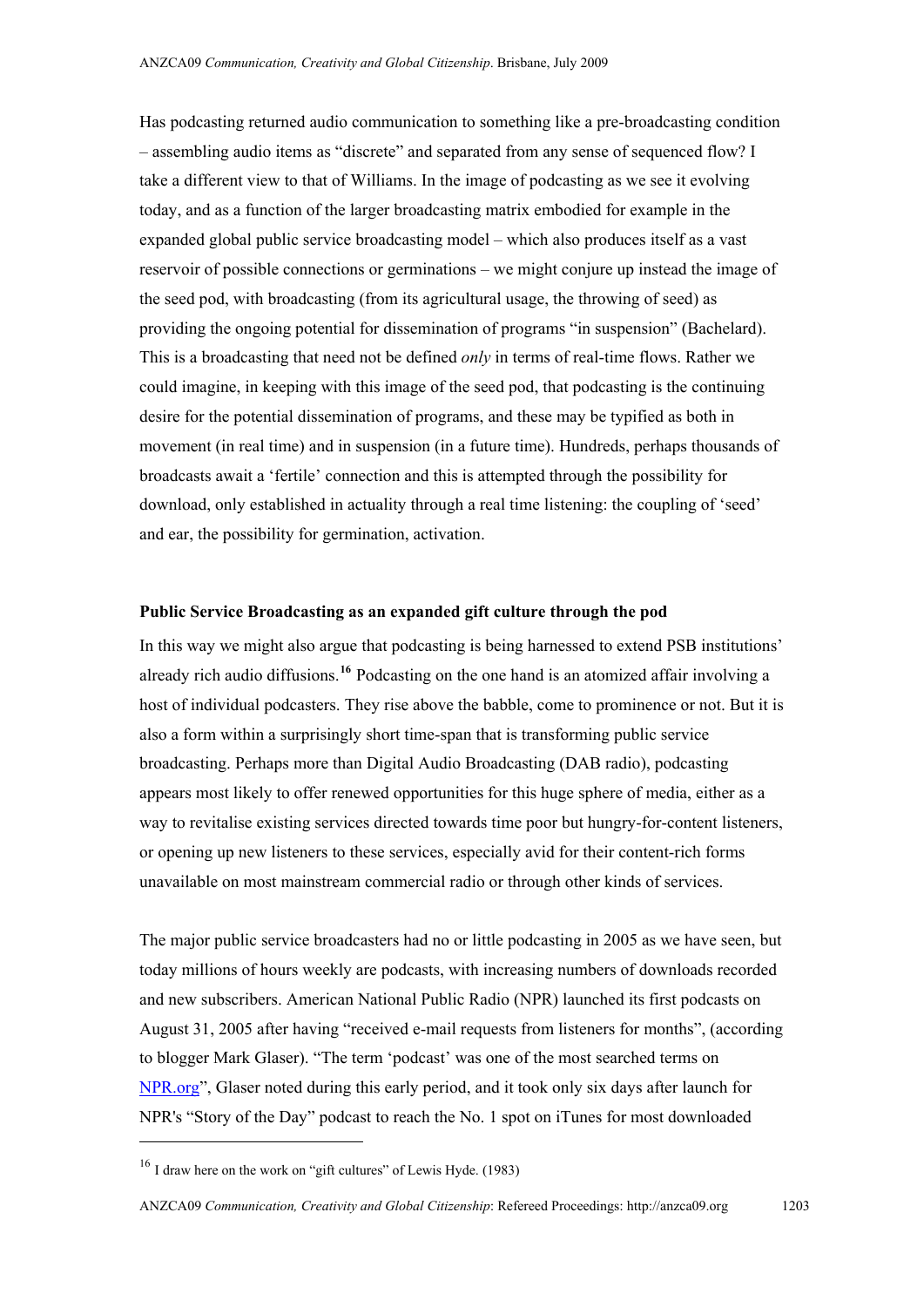Has podcasting returned audio communication to something like a pre-broadcasting condition – assembling audio items as "discrete" and separated from any sense of sequenced flow? I take a different view to that of Williams. In the image of podcasting as we see it evolving today, and as a function of the larger broadcasting matrix embodied for example in the expanded global public service broadcasting model – which also produces itself as a vast reservoir of possible connections or germinations – we might conjure up instead the image of the seed pod, with broadcasting (from its agricultural usage, the throwing of seed) as providing the ongoing potential for dissemination of programs "in suspension" (Bachelard). This is a broadcasting that need not be defined *only* in terms of real-time flows. Rather we could imagine, in keeping with this image of the seed pod, that podcasting is the continuing desire for the potential dissemination of programs, and these may be typified as both in movement (in real time) and in suspension (in a future time). Hundreds, perhaps thousands of broadcasts await a 'fertile' connection and this is attempted through the possibility for download, only established in actuality through a real time listening: the coupling of 'seed' and ear, the possibility for germination, activation.

**Public Service Broadcasting as an expanded gift culture through the pod**

In this way we might also argue that podcasting is being harnessed to extend PSB institutions' already rich audio diffusions.[16] Podcasting on the one hand is an atomized affair involving a host of individual podcasters. They rise above the babble, come to prominence or not. But it is also a form within a surprisingly short time-span that is transforming public service broadcasting. Perhaps more than Digital Audio Broadcasting (DAB radio), podcasting appears most likely to offer renewed opportunities for this huge sphere of media, either as a way to revitalise existing services directed towards time poor but hungry-for-content listeners, or opening up new listeners to these services, especially avid for their content-rich forms unavailable on most mainstream commercial radio or through other kinds of services.

The major public service broadcasters had no or little podcasting in 2005 as we have seen, but today millions of hours weekly are podcasts, with increasing numbers of downloads recorded and new subscribers. American National Public Radio (NPR) launched its first podcasts on August 31, 2005 after having "received e-mail requests from listeners for months", (according to blogger Mark Glaser). "The term 'podcast' was one of the most searched terms on NPR.org", Glaser noted during this early period, and it took only six days after launch for NPR's "Story of the Day" podcast to reach the No. 1 spot on iTunes for most downloaded

[16] I draw here on the work on "gift cultures" of Lewis Hyde. (1983)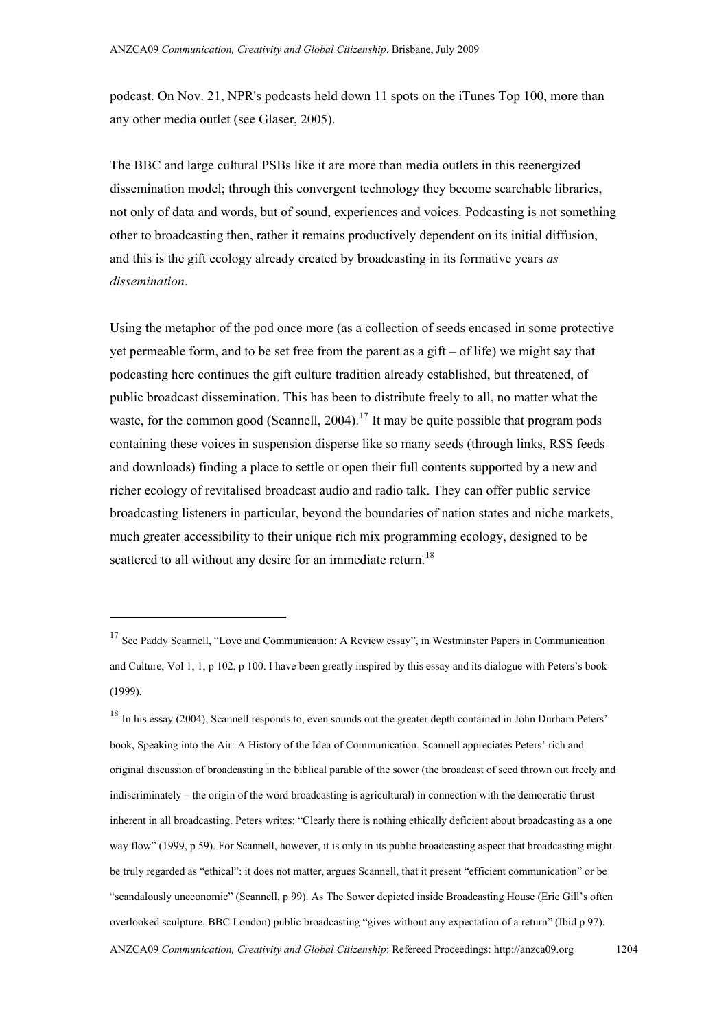podcast. On Nov. 21, NPR's podcasts held down 11 spots on the iTunes Top 100, more than any other media outlet (see Glaser, 2005).

The BBC and large cultural PSBs like it are more than media outlets in this reenergized dissemination model; through this convergent technology they become searchable libraries, not only of data and words, but of sound, experiences and voices. Podcasting is not something other to broadcasting then, rather it remains productively dependent on its initial diffusion, and this is the gift ecology already created by broadcasting in its formative years *as dissemination*.

Using the metaphor of the pod once more (as a collection of seeds encased in some protective yet permeable form, and to be set free from the parent as a gift – of life) we might say that podcasting here continues the gift culture tradition already established, but threatened, of public broadcast dissemination. This has been to distribute freely to all, no matter what the waste, for the common good (Scannell, 2004).[17] It may be quite possible that program pods containing these voices in suspension disperse like so many seeds (through links, RSS feeds and downloads) finding a place to settle or open their full contents supported by a new and richer ecology of revitalised broadcast audio and radio talk. They can offer public service broadcasting listeners in particular, beyond the boundaries of nation states and niche markets, much greater accessibility to their unique rich mix programming ecology, designed to be scattered to all without any desire for an immediate return.[18]

---

[17] See Paddy Scannell, "Love and Communication: A Review essay", in Westminster Papers in Communication and Culture, Vol 1, 1, p 102, p 100. I have been greatly inspired by this essay and its dialogue with Peters's book (1999).

[18] In his essay (2004), Scannell responds to, even sounds out the greater depth contained in John Durham Peters' book, Speaking into the Air: A History of the Idea of Communication. Scannell appreciates Peters' rich and original discussion of broadcasting in the biblical parable of the sower (the broadcast of seed thrown out freely and indiscriminately – the origin of the word broadcasting is agricultural) in connection with the democratic thrust inherent in all broadcasting. Peters writes: "Clearly there is nothing ethically deficient about broadcasting as a one way flow" (1999, p 59). For Scannell, however, it is only in its public broadcasting aspect that broadcasting might be truly regarded as "ethical": it does not matter, argues Scannell, that it present "efficient communication" or be "scandalously uneconomic" (Scannell, p 99). As The Sower depicted inside Broadcasting House (Eric Gill's often overlooked sculpture, BBC London) public broadcasting "gives without any expectation of a return" (Ibid p 97).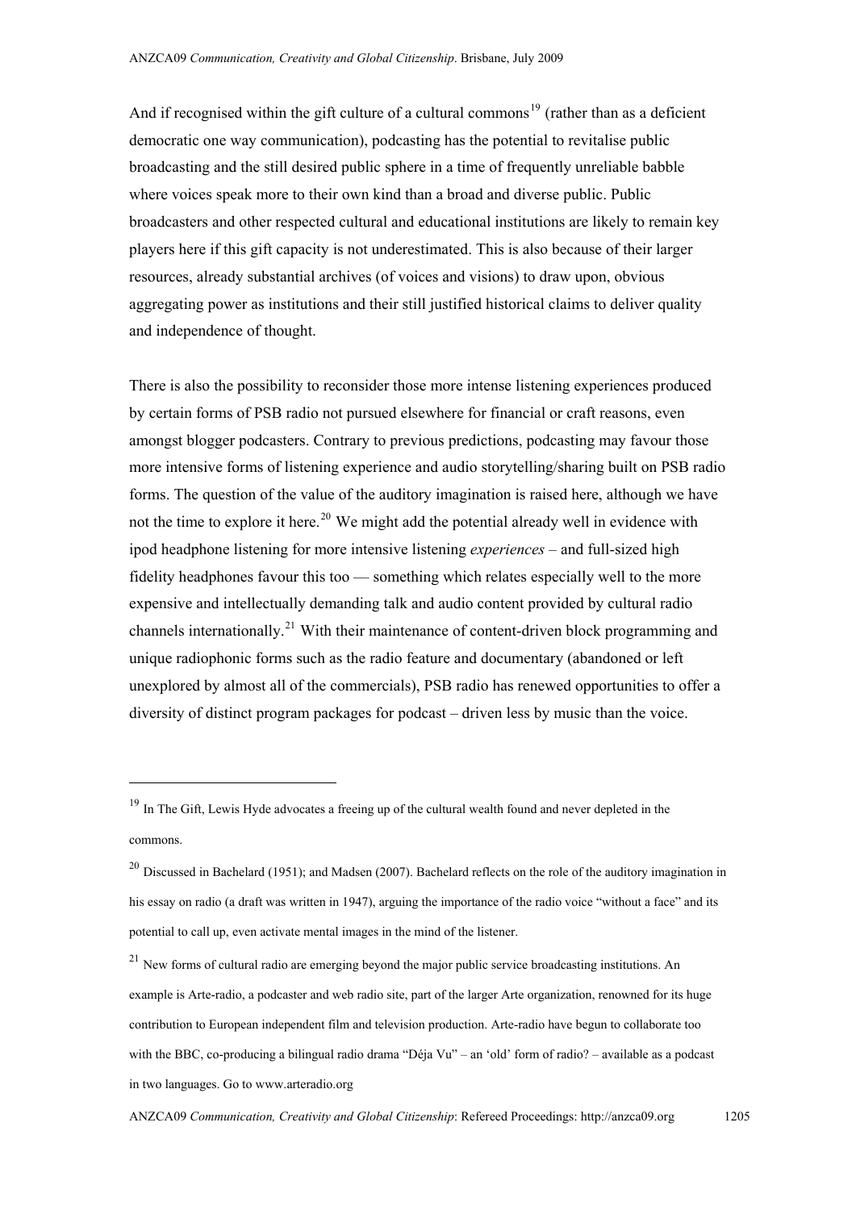And if recognised within the gift culture of a cultural commons[19] (rather than as a deficient democratic one way communication), podcasting has the potential to revitalise public broadcasting and the still desired public sphere in a time of frequently unreliable babble where voices speak more to their own kind than a broad and diverse public. Public broadcasters and other respected cultural and educational institutions are likely to remain key players here if this gift capacity is not underestimated. This is also because of their larger resources, already substantial archives (of voices and visions) to draw upon, obvious aggregating power as institutions and their still justified historical claims to deliver quality and independence of thought.

There is also the possibility to reconsider those more intense listening experiences produced by certain forms of PSB radio not pursued elsewhere for financial or craft reasons, even amongst blogger podcasters. Contrary to previous predictions, podcasting may favour those more intensive forms of listening experience and audio storytelling/sharing built on PSB radio forms. The question of the value of the auditory imagination is raised here, although we have not the time to explore it here.[20] We might add the potential already well in evidence with ipod headphone listening for more intensive listening *experiences* – and full-sized high fidelity headphones favour this too — something which relates especially well to the more expensive and intellectually demanding talk and audio content provided by cultural radio channels internationally.[21] With their maintenance of content-driven block programming and unique radiophonic forms such as the radio feature and documentary (abandoned or left unexplored by almost all of the commercials), PSB radio has renewed opportunities to offer a diversity of distinct program packages for podcast – driven less by music than the voice.

---

[19] In The Gift, Lewis Hyde advocates a freeing up of the cultural wealth found and never depleted in the commons.

[20] Discussed in Bachelard (1951); and Madsen (2007). Bachelard reflects on the role of the auditory imagination in his essay on radio (a draft was written in 1947), arguing the importance of the radio voice "without a face" and its potential to call up, even activate mental images in the mind of the listener.

[21] New forms of cultural radio are emerging beyond the major public service broadcasting institutions. An example is Arte-radio, a podcaster and web radio site, part of the larger Arte organization, renowned for its huge contribution to European independent film and television production. Arte-radio have begun to collaborate too with the BBC, co-producing a bilingual radio drama "Déja Vu" – an 'old' form of radio? – available as a podcast in two languages. Go to www.arteradio.org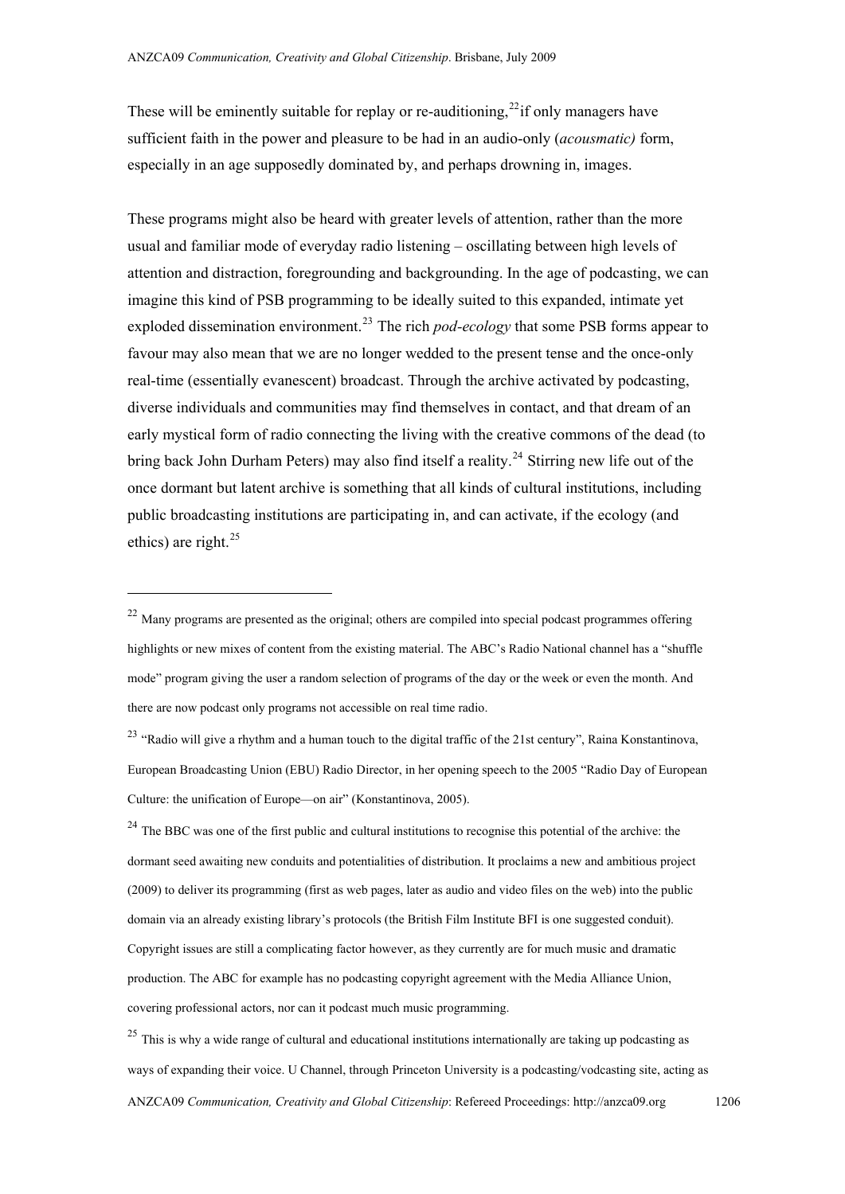These will be eminently suitable for replay or re-auditioning,[22] if only managers have sufficient faith in the power and pleasure to be had in an audio-only (*acousmatic)* form, especially in an age supposedly dominated by, and perhaps drowning in, images.

These programs might also be heard with greater levels of attention, rather than the more usual and familiar mode of everyday radio listening – oscillating between high levels of attention and distraction, foregrounding and backgrounding. In the age of podcasting, we can imagine this kind of PSB programming to be ideally suited to this expanded, intimate yet exploded dissemination environment.[23] The rich *pod-ecology* that some PSB forms appear to favour may also mean that we are no longer wedded to the present tense and the once-only real-time (essentially evanescent) broadcast. Through the archive activated by podcasting, diverse individuals and communities may find themselves in contact, and that dream of an early mystical form of radio connecting the living with the creative commons of the dead (to bring back John Durham Peters) may also find itself a reality.[24] Stirring new life out of the once dormant but latent archive is something that all kinds of cultural institutions, including public broadcasting institutions are participating in, and can activate, if the ecology (and ethics) are right.[25]

---

[22] Many programs are presented as the original; others are compiled into special podcast programmes offering highlights or new mixes of content from the existing material. The ABC's Radio National channel has a "shuffle mode" program giving the user a random selection of programs of the day or the week or even the month. And there are now podcast only programs not accessible on real time radio.

[23] "Radio will give a rhythm and a human touch to the digital traffic of the 21st century", Raina Konstantinova, European Broadcasting Union (EBU) Radio Director, in her opening speech to the 2005 "Radio Day of European Culture: the unification of Europe—on air" (Konstantinova, 2005).

[24] The BBC was one of the first public and cultural institutions to recognise this potential of the archive: the dormant seed awaiting new conduits and potentialities of distribution. It proclaims a new and ambitious project (2009) to deliver its programming (first as web pages, later as audio and video files on the web) into the public domain via an already existing library's protocols (the British Film Institute BFI is one suggested conduit). Copyright issues are still a complicating factor however, as they currently are for much music and dramatic production. The ABC for example has no podcasting copyright agreement with the Media Alliance Union, covering professional actors, nor can it podcast much music programming.

[25] This is why a wide range of cultural and educational institutions internationally are taking up podcasting as ways of expanding their voice. U Channel, through Princeton University is a podcasting/vodcasting site, acting as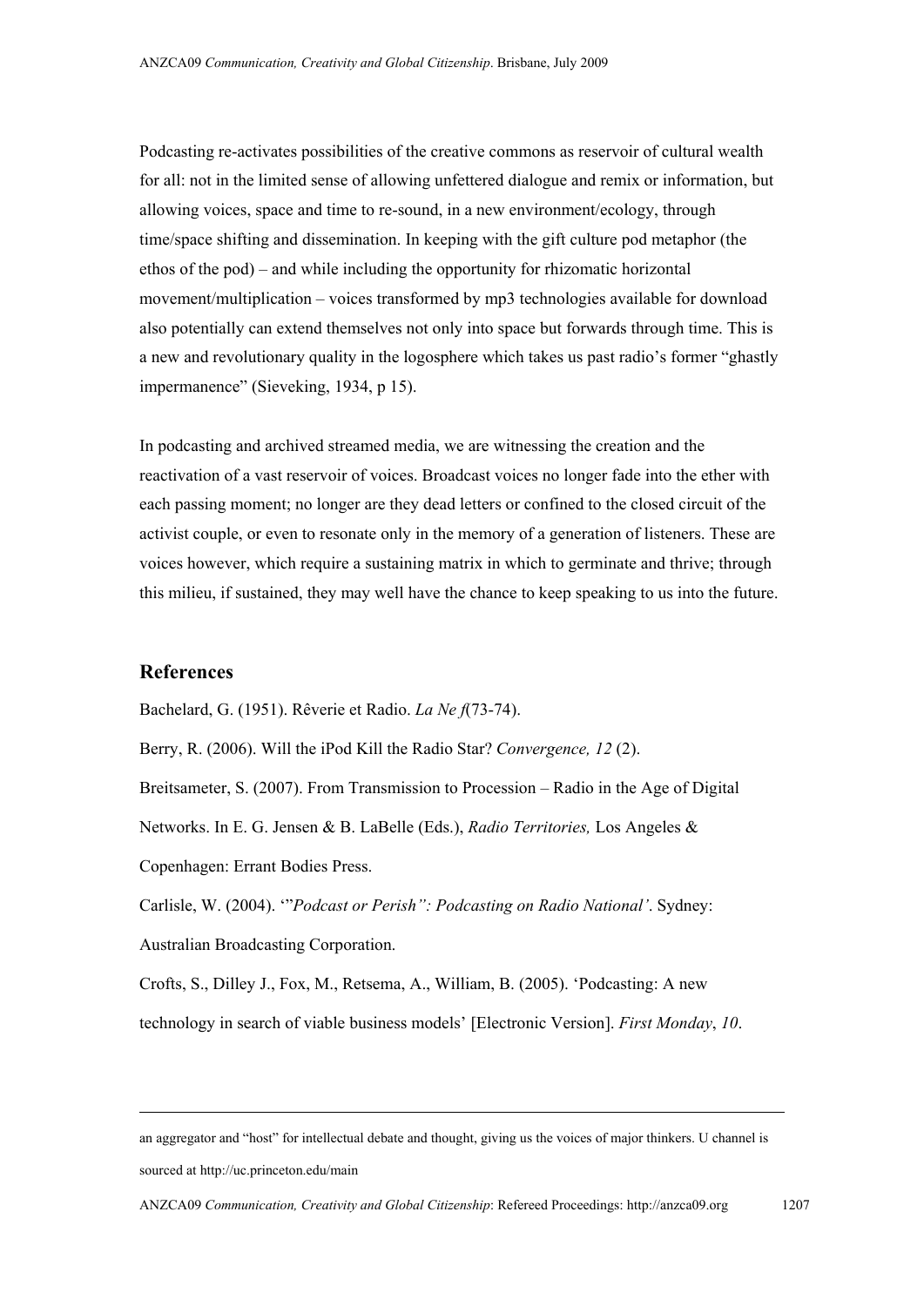Podcasting re-activates possibilities of the creative commons as reservoir of cultural wealth for all: not in the limited sense of allowing unfettered dialogue and remix or information, but allowing voices, space and time to re-sound, in a new environment/ecology, through time/space shifting and dissemination. In keeping with the gift culture pod metaphor (the ethos of the pod) – and while including the opportunity for rhizomatic horizontal movement/multiplication – voices transformed by mp3 technologies available for download also potentially can extend themselves not only into space but forwards through time. This is a new and revolutionary quality in the logosphere which takes us past radio's former "ghastly impermanence" (Sieveking, 1934, p 15).

In podcasting and archived streamed media, we are witnessing the creation and the reactivation of a vast reservoir of voices. Broadcast voices no longer fade into the ether with each passing moment; no longer are they dead letters or confined to the closed circuit of the activist couple, or even to resonate only in the memory of a generation of listeners. These are voices however, which require a sustaining matrix in which to germinate and thrive; through this milieu, if sustained, they may well have the chance to keep speaking to us into the future.

## References

Bachelard, G. (1951). Rêverie et Radio. *La Ne f*(73-74).

Berry, R. (2006). Will the iPod Kill the Radio Star? *Convergence, 12* (2).

Breitsameter, S. (2007). From Transmission to Procession – Radio in the Age of Digital Networks. In E. G. Jensen & B. LaBelle (Eds.), *Radio Territories,* Los Angeles & Copenhagen: Errant Bodies Press.

Carlisle, W. (2004). '"*Podcast or Perish": Podcasting on Radio National'*. Sydney: Australian Broadcasting Corporation.

Crofts, S., Dilley J., Fox, M., Retsema, A., William, B. (2005). 'Podcasting: A new technology in search of viable business models' [Electronic Version]. *First Monday*, *10*.

---

an aggregator and "host" for intellectual debate and thought, giving us the voices of major thinkers. U channel is sourced at http://uc.princeton.edu/main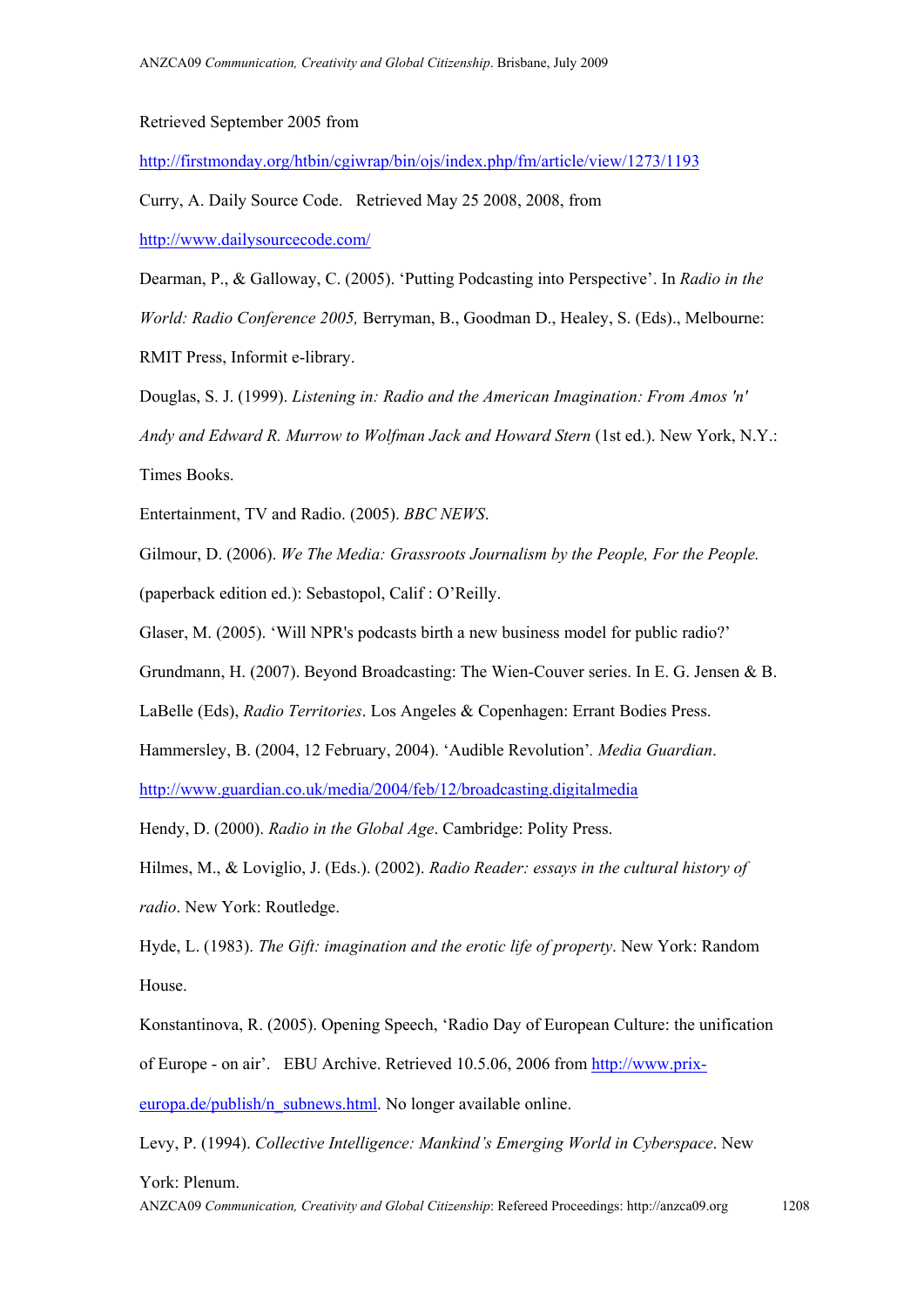Retrieved September 2005 from

http://firstmonday.org/htbin/cgiwrap/bin/ojs/index.php/fm/article/view/1273/1193

Curry, A. Daily Source Code. Retrieved May 25 2008, 2008, from

http://www.dailysourcecode.com/

Dearman, P., & Galloway, C. (2005). ‘Putting Podcasting into Perspective’. In *Radio in the World: Radio Conference 2005,* Berryman, B., Goodman D., Healey, S. (Eds)., Melbourne: RMIT Press, Informit e-library.

Douglas, S. J. (1999). *Listening in: Radio and the American Imagination: From Amos 'n' Andy and Edward R. Murrow to Wolfman Jack and Howard Stern* (1st ed.). New York, N.Y.: Times Books.

Entertainment, TV and Radio. (2005). *BBC NEWS*.

Gilmour, D. (2006). *We The Media: Grassroots Journalism by the People, For the People.* (paperback edition ed.): Sebastopol, Calif : O’Reilly.

Glaser, M. (2005). ‘Will NPR's podcasts birth a new business model for public radio?’

Grundmann, H. (2007). Beyond Broadcasting: The Wien-Couver series. In E. G. Jensen & B. LaBelle (Eds), *Radio Territories*. Los Angeles & Copenhagen: Errant Bodies Press.

Hammersley, B. (2004, 12 February, 2004). ‘Audible Revolution’*. Media Guardian*.

http://www.guardian.co.uk/media/2004/feb/12/broadcasting.digitalmedia

Hendy, D. (2000). *Radio in the Global Age*. Cambridge: Polity Press.

Hilmes, M., & Loviglio, J. (Eds.). (2002). *Radio Reader: essays in the cultural history of radio*. New York: Routledge.

Hyde, L. (1983). *The Gift: imagination and the erotic life of property*. New York: Random House.

Konstantinova, R. (2005). Opening Speech, ‘Radio Day of European Culture: the unification of Europe - on air’. EBU Archive. Retrieved 10.5.06, 2006 from http://www.prix-europa.de/publish/n_subnews.html. No longer available online.

Levy, P. (1994). *Collective Intelligence: Mankind’s Emerging World in Cyberspace*. New York: Plenum.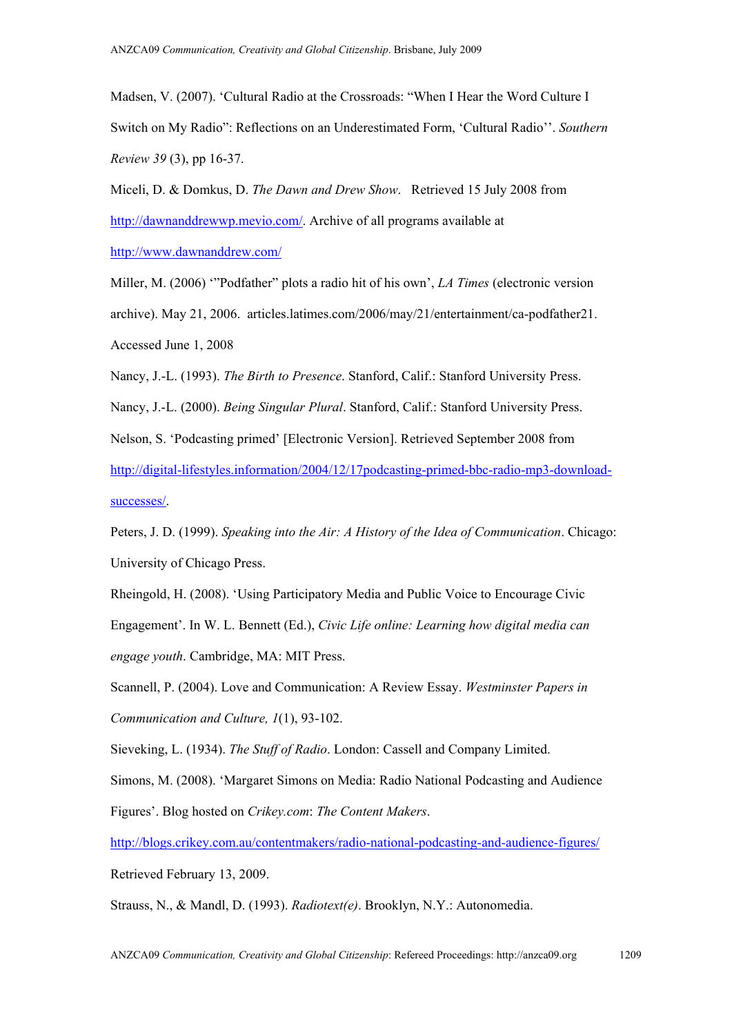Madsen, V. (2007). ‘Cultural Radio at the Crossroads: “When I Hear the Word Culture I Switch on My Radio”: Reflections on an Underestimated Form, ‘Cultural Radio’’. *Southern Review 39* (3), pp 16-37.

Miceli, D. & Domkus, D. *The Dawn and Drew Show*. Retrieved 15 July 2008 from http://dawnanddrewwp.mevio.com/. Archive of all programs available at http://www.dawnanddrew.com/

Miller, M. (2006) ‘”Podfather” plots a radio hit of his own’, *LA Times* (electronic version archive). May 21, 2006. articles.latimes.com/2006/may/21/entertainment/ca-podfather21. Accessed June 1, 2008

Nancy, J.-L. (1993). *The Birth to Presence*. Stanford, Calif.: Stanford University Press.

Nancy, J.-L. (2000). *Being Singular Plural*. Stanford, Calif.: Stanford University Press.

Nelson, S. ‘Podcasting primed’ [Electronic Version]. Retrieved September 2008 from http://digital-lifestyles.information/2004/12/17podcasting-primed-bbc-radio-mp3-download-successes/.

Peters, J. D. (1999). *Speaking into the Air: A History of the Idea of Communication*. Chicago: University of Chicago Press.

Rheingold, H. (2008). ‘Using Participatory Media and Public Voice to Encourage Civic Engagement’. In W. L. Bennett (Ed.), *Civic Life online: Learning how digital media can engage youth*. Cambridge, MA: MIT Press.

Scannell, P. (2004). Love and Communication: A Review Essay. *Westminster Papers in Communication and Culture, 1*(1), 93-102.

Sieveking, L. (1934). *The Stuff of Radio*. London: Cassell and Company Limited.

Simons, M. (2008). ‘Margaret Simons on Media: Radio National Podcasting and Audience Figures’. Blog hosted on *Crikey.com*: *The Content Makers*. http://blogs.crikey.com.au/contentmakers/radio-national-podcasting-and-audience-figures/ Retrieved February 13, 2009.

Strauss, N., & Mandl, D. (1993). *Radiotext(e)*. Brooklyn, N.Y.: Autonomedia.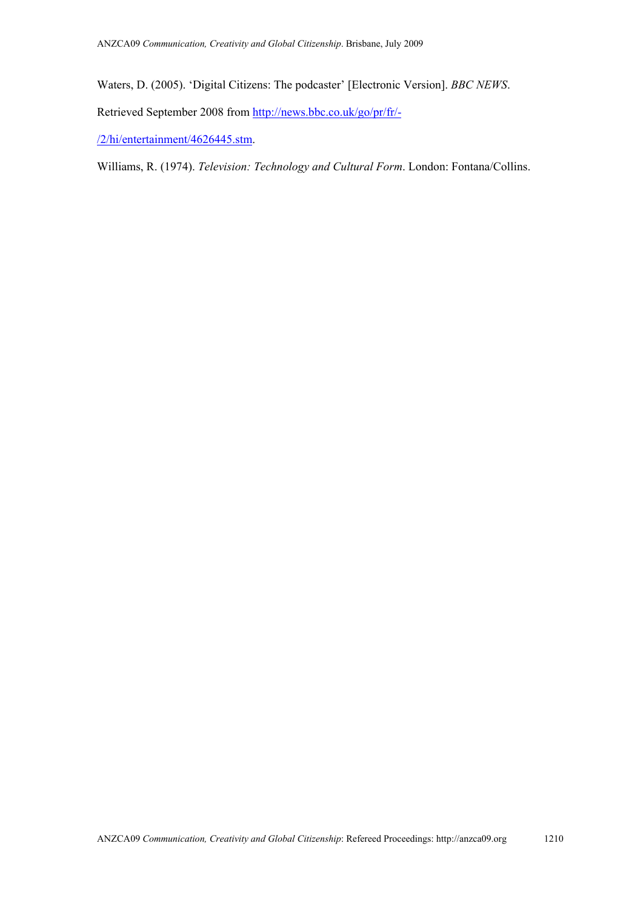Waters, D. (2005). 'Digital Citizens: The podcaster' [Electronic Version]. *BBC NEWS*. Retrieved September 2008 from http://news.bbc.co.uk/go/pr/fr/-/2/hi/entertainment/4626445.stm.

Williams, R. (1974). *Television: Technology and Cultural Form*. London: Fontana/Collins.